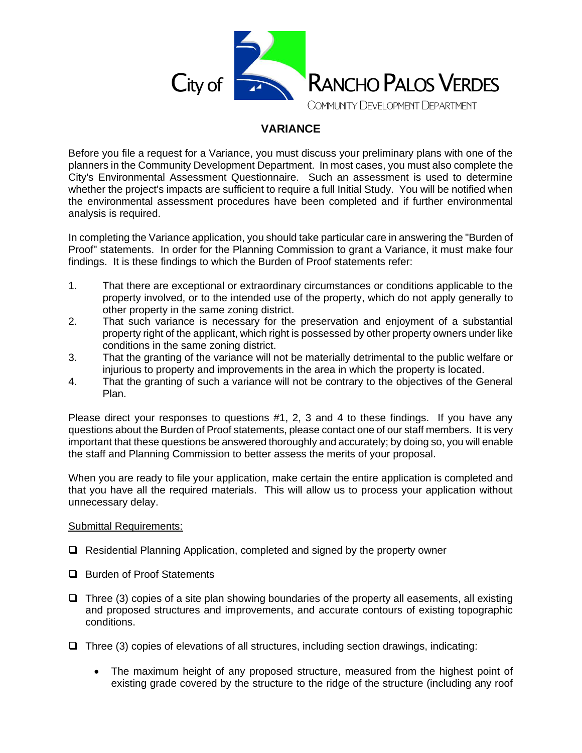City of RANCHO PALOS VERDES

COMMUNITY DEVELOPMENT DEPARTMENT

# VARIANCE

Before you file a request for a Variance, you must discuss your preliminary plans with one of the planners in the Community Development Department. In most cases, you must also complete the City's Environmental Assessment Questionnaire. Such an assessment is used to determine whether the project's impacts are sufficient to require a full Initial Study. You will be notified when the environmental assessment procedures have been completed and if further environmental analysis is required.

In completing the Variance application, you should take particular care in answering the "Burden of Proof" statements. In order for the Planning Commission to grant a Variance, it must make four findings. It is these findings to which the Burden of Proof statements refer:

1. That there are exceptional or extraordinary circumstances or conditions applicable to the property involved, or to the intended use of the property, which do not apply generally to other property in the same zoning district.
2. That such variance is necessary for the preservation and enjoyment of a substantial property right of the applicant, which right is possessed by other property owners under like conditions in the same zoning district.
3. That the granting of the variance will not be materially detrimental to the public welfare or injurious to property and improvements in the area in which the property is located.
4. That the granting of such a variance will not be contrary to the objectives of the General Plan.

Please direct your responses to questions #1, 2, 3 and 4 to these findings. If you have any questions about the Burden of Proof statements, please contact one of our staff members. It is very important that these questions be answered thoroughly and accurately; by doing so, you will enable the staff and Planning Commission to better assess the merits of your proposal.

When you are ready to file your application, make certain the entire application is completed and that you have all the required materials. This will allow us to process your application without unnecessary delay.

<u>Submittal Requirements:</u>

- ❑ Residential Planning Application, completed and signed by the property owner
- ❑ Burden of Proof Statements
- ❑ Three (3) copies of a site plan showing boundaries of the property all easements, all existing and proposed structures and improvements, and accurate contours of existing topographic conditions.
- ❑ Three (3) copies of elevations of all structures, including section drawings, indicating:
  - The maximum height of any proposed structure, measured from the highest point of existing grade covered by the structure to the ridge of the structure (including any roof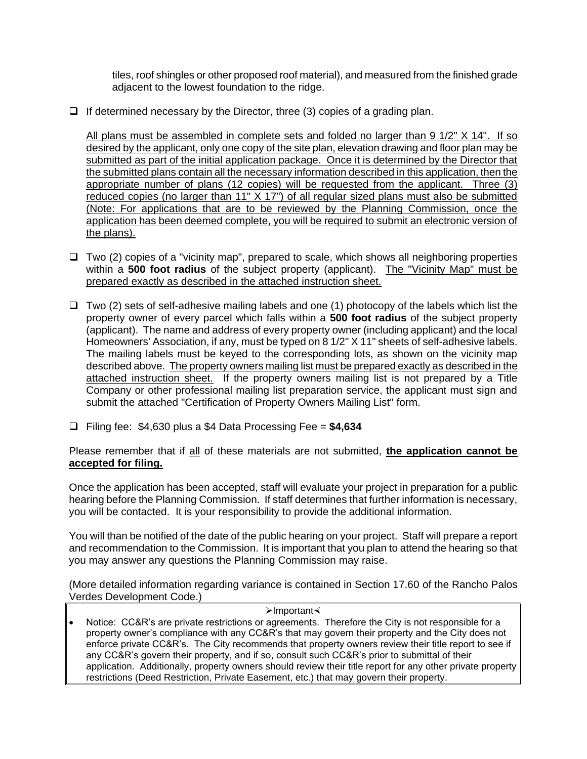tiles, roof shingles or other proposed roof material), and measured from the finished grade adjacent to the lowest foundation to the ridge.

- ❑ If determined necessary by the Director, three (3) copies of a grading plan.

  <u>All plans must be assembled in complete sets and folded no larger than 9 1/2" X 14". If so desired by the applicant, only one copy of the site plan, elevation drawing and floor plan may be submitted as part of the initial application package. Once it is determined by the Director that the submitted plans contain all the necessary information described in this application, then the appropriate number of plans (12 copies) will be requested from the applicant. Three (3) reduced copies (no larger than 11" X 17") of all regular sized plans must also be submitted (Note: For applications that are to be reviewed by the Planning Commission, once the application has been deemed complete, you will be required to submit an electronic version of the plans).</u>

- ❑ Two (2) copies of a "vicinity map", prepared to scale, which shows all neighboring properties within a **500 foot radius** of the subject property (applicant). <u>The "Vicinity Map" must be prepared exactly as described in the attached instruction sheet.</u>

- ❑ Two (2) sets of self-adhesive mailing labels and one (1) photocopy of the labels which list the property owner of every parcel which falls within a **500 foot radius** of the subject property (applicant). The name and address of every property owner (including applicant) and the local Homeowners' Association, if any, must be typed on 8 1/2" X 11" sheets of self-adhesive labels. The mailing labels must be keyed to the corresponding lots, as shown on the vicinity map described above. <u>The property owners mailing list must be prepared exactly as described in the attached instruction sheet.</u> If the property owners mailing list is not prepared by a Title Company or other professional mailing list preparation service, the applicant must sign and submit the attached "Certification of Property Owners Mailing List" form.

- ❑ Filing fee: $4,630 plus a $4 Data Processing Fee = **$4,634**

Please remember that if <u>all</u> of these materials are not submitted, **<u>the application cannot be accepted for filing.</u>**

Once the application has been accepted, staff will evaluate your project in preparation for a public hearing before the Planning Commission. If staff determines that further information is necessary, you will be contacted. It is your responsibility to provide the additional information.

You will than be notified of the date of the public hearing on your project. Staff will prepare a report and recommendation to the Commission. It is important that you plan to attend the hearing so that you may answer any questions the Planning Commission may raise.

(More detailed information regarding variance is contained in Section 17.60 of the Rancho Palos Verdes Development Code.)

➢Important⮜

- Notice: CC&R's are private restrictions or agreements. Therefore the City is not responsible for a property owner's compliance with any CC&R's that may govern their property and the City does not enforce private CC&R's. The City recommends that property owners review their title report to see if any CC&R's govern their property, and if so, consult such CC&R's prior to submittal of their application. Additionally, property owners should review their title report for any other private property restrictions (Deed Restriction, Private Easement, etc.) that may govern their property.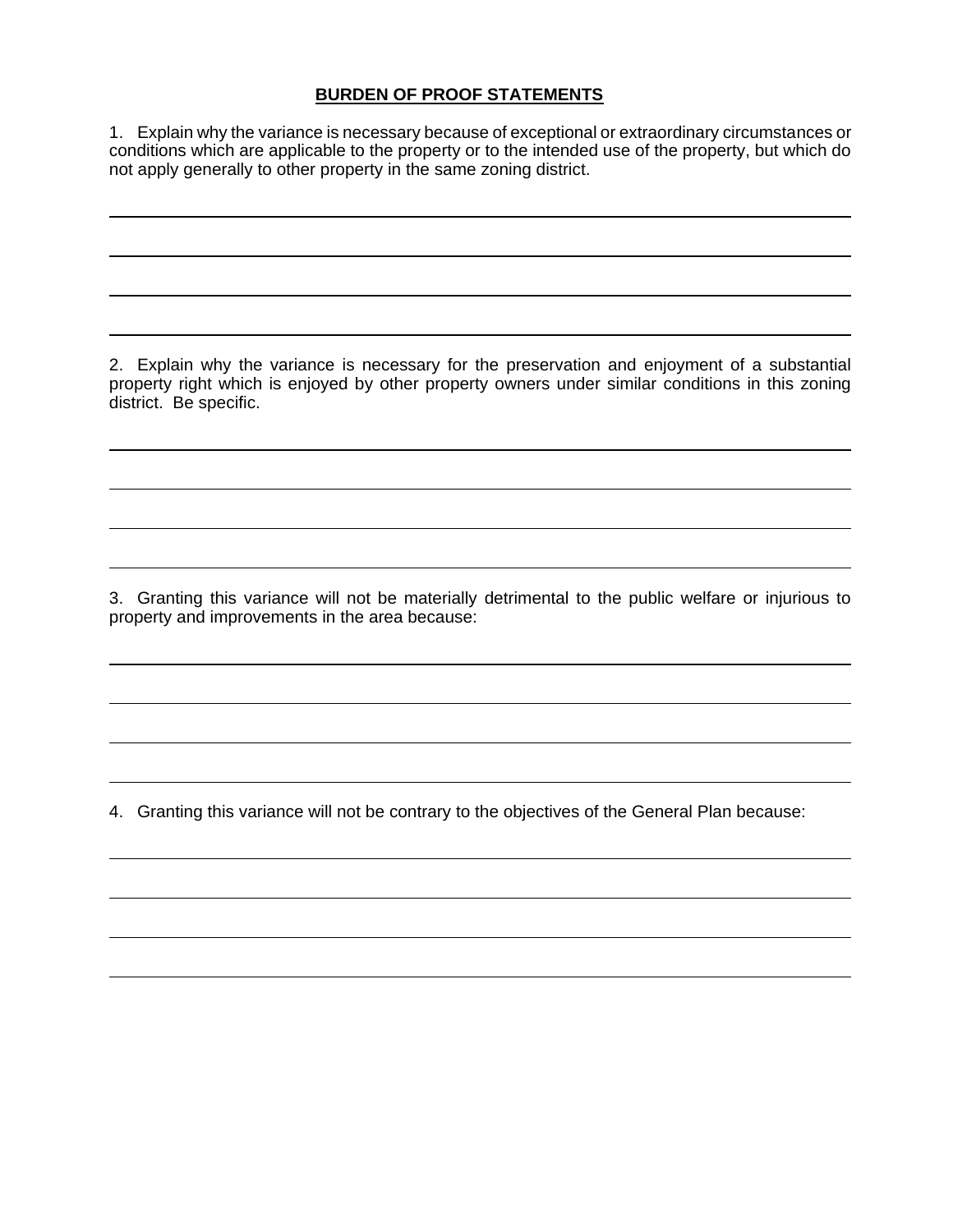**BURDEN OF PROOF STATEMENTS**

1. Explain why the variance is necessary because of exceptional or extraordinary circumstances or conditions which are applicable to the property or to the intended use of the property, but which do not apply generally to other property in the same zoning district.

2. Explain why the variance is necessary for the preservation and enjoyment of a substantial property right which is enjoyed by other property owners under similar conditions in this zoning district. Be specific.

3. Granting this variance will not be materially detrimental to the public welfare or injurious to property and improvements in the area because:

4. Granting this variance will not be contrary to the objectives of the General Plan because: